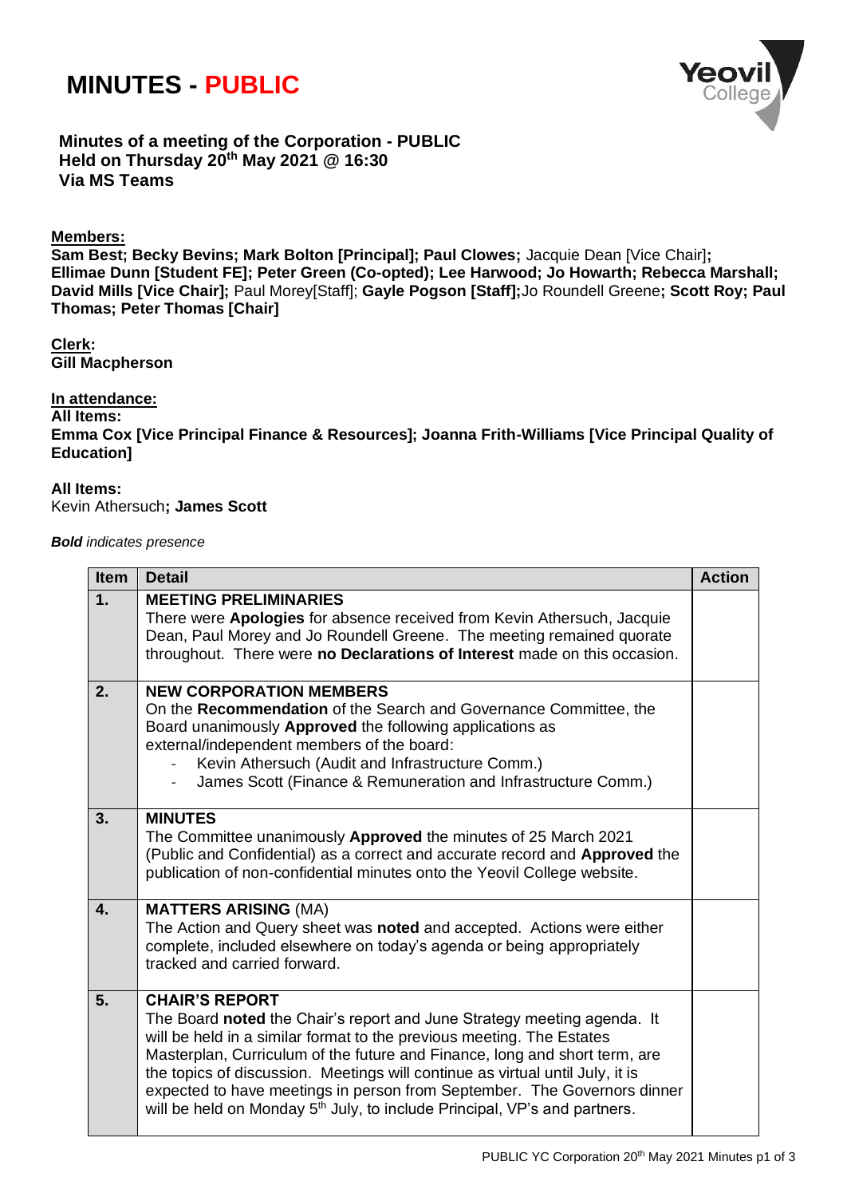# MINUTES - PUBLIC

**Minutes of a meeting of the Corporation - PUBLIC**
**Held on Thursday 20th May 2021 @ 16:30**
**Via MS Teams**

**Members:**
**Sam Best; Becky Bevins; Mark Bolton [Principal]; Paul Clowes;** Jacquie Dean [Vice Chair]**; Ellimae Dunn [Student FE]; Peter Green (Co-opted); Lee Harwood; Jo Howarth; Rebecca Marshall; David Mills [Vice Chair];** Paul Morey[Staff]; **Gayle Pogson [Staff];**Jo Roundell Greene**; Scott Roy; Paul Thomas; Peter Thomas [Chair]**

**Clerk:**
**Gill Macpherson**

**In attendance:**
**All Items:**
**Emma Cox [Vice Principal Finance & Resources]; Joanna Frith-Williams [Vice Principal Quality of Education]**

**All Items:**
Kevin Athersuch**; James Scott**

***Bold** indicates presence*

| Item | Detail | Action |
|---|---|---|
| **1.** | **MEETING PRELIMINARIES**<br>There were **Apologies** for absence received from Kevin Athersuch, Jacquie Dean, Paul Morey and Jo Roundell Greene. The meeting remained quorate throughout. There were **no Declarations of Interest** made on this occasion. | |
| **2.** | **NEW CORPORATION MEMBERS**<br>On the **Recommendation** of the Search and Governance Committee, the Board unanimously **Approved** the following applications as external/independent members of the board:<br>- Kevin Athersuch (Audit and Infrastructure Comm.)<br>- James Scott (Finance & Remuneration and Infrastructure Comm.) | |
| **3.** | **MINUTES**<br>The Committee unanimously **Approved** the minutes of 25 March 2021 (Public and Confidential) as a correct and accurate record and **Approved** the publication of non-confidential minutes onto the Yeovil College website. | |
| **4.** | **MATTERS ARISING** (MA)<br>The Action and Query sheet was **noted** and accepted. Actions were either complete, included elsewhere on today's agenda or being appropriately tracked and carried forward. | |
| **5.** | **CHAIR'S REPORT**<br>The Board **noted** the Chair's report and June Strategy meeting agenda. It will be held in a similar format to the previous meeting. The Estates Masterplan, Curriculum of the future and Finance, long and short term, are the topics of discussion. Meetings will continue as virtual until July, it is expected to have meetings in person from September. The Governors dinner will be held on Monday 5th July, to include Principal, VP's and partners. | |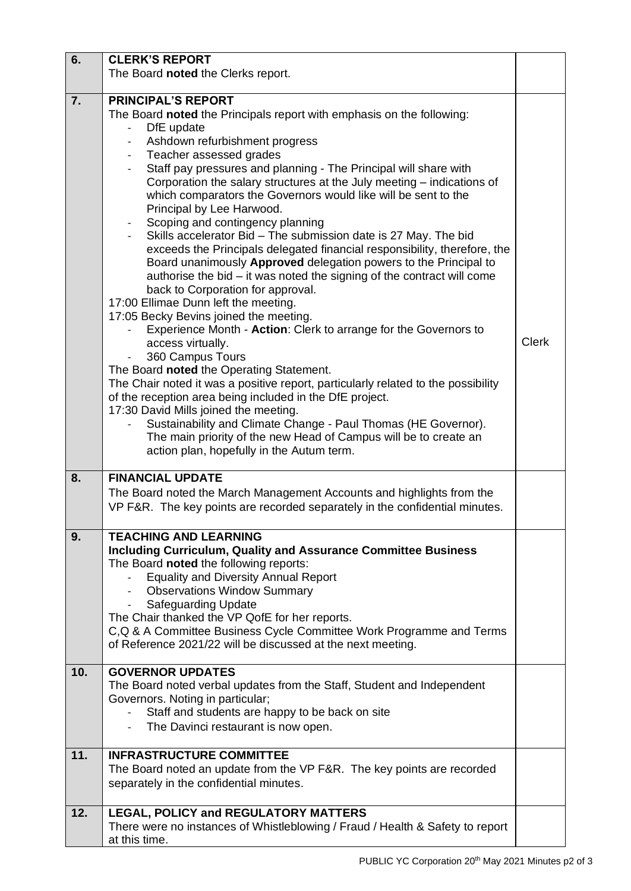| | | |
|---|---|---|
| **6.** | **CLERK'S REPORT**<br>The Board **noted** the Clerks report. | |
| **7.** | **PRINCIPAL'S REPORT**<br>The Board **noted** the Principals report with emphasis on the following:<br>- DfE update<br>- Ashdown refurbishment progress<br>- Teacher assessed grades<br>- Staff pay pressures and planning - The Principal will share with Corporation the salary structures at the July meeting – indications of which comparators the Governors would like will be sent to the Principal by Lee Harwood.<br>- Scoping and contingency planning<br>- Skills accelerator Bid – The submission date is 27 May. The bid exceeds the Principals delegated financial responsibility, therefore, the Board unanimously **Approved** delegation powers to the Principal to authorise the bid – it was noted the signing of the contract will come back to Corporation for approval.<br>17:00 Ellimae Dunn left the meeting.<br>17:05 Becky Bevins joined the meeting.<br>- Experience Month - **Action**: Clerk to arrange for the Governors to access virtually.<br>- 360 Campus Tours<br>The Board **noted** the Operating Statement.<br>The Chair noted it was a positive report, particularly related to the possibility of the reception area being included in the DfE project.<br>17:30 David Mills joined the meeting.<br>- Sustainability and Climate Change - Paul Thomas (HE Governor). The main priority of the new Head of Campus will be to create an action plan, hopefully in the Autum term. | Clerk |
| **8.** | **FINANCIAL UPDATE**<br>The Board noted the March Management Accounts and highlights from the VP F&R. The key points are recorded separately in the confidential minutes. | |
| **9.** | **TEACHING AND LEARNING**<br>**Including Curriculum, Quality and Assurance Committee Business**<br>The Board **noted** the following reports:<br>- Equality and Diversity Annual Report<br>- Observations Window Summary<br>- Safeguarding Update<br>The Chair thanked the VP QofE for her reports.<br>C,Q & A Committee Business Cycle Committee Work Programme and Terms of Reference 2021/22 will be discussed at the next meeting. | |
| **10.** | **GOVERNOR UPDATES**<br>The Board noted verbal updates from the Staff, Student and Independent Governors. Noting in particular;<br>- Staff and students are happy to be back on site<br>- The Davinci restaurant is now open. | |
| **11.** | **INFRASTRUCTURE COMMITTEE**<br>The Board noted an update from the VP F&R. The key points are recorded separately in the confidential minutes. | |
| **12.** | **LEGAL, POLICY and REGULATORY MATTERS**<br>There were no instances of Whistleblowing / Fraud / Health & Safety to report at this time. | |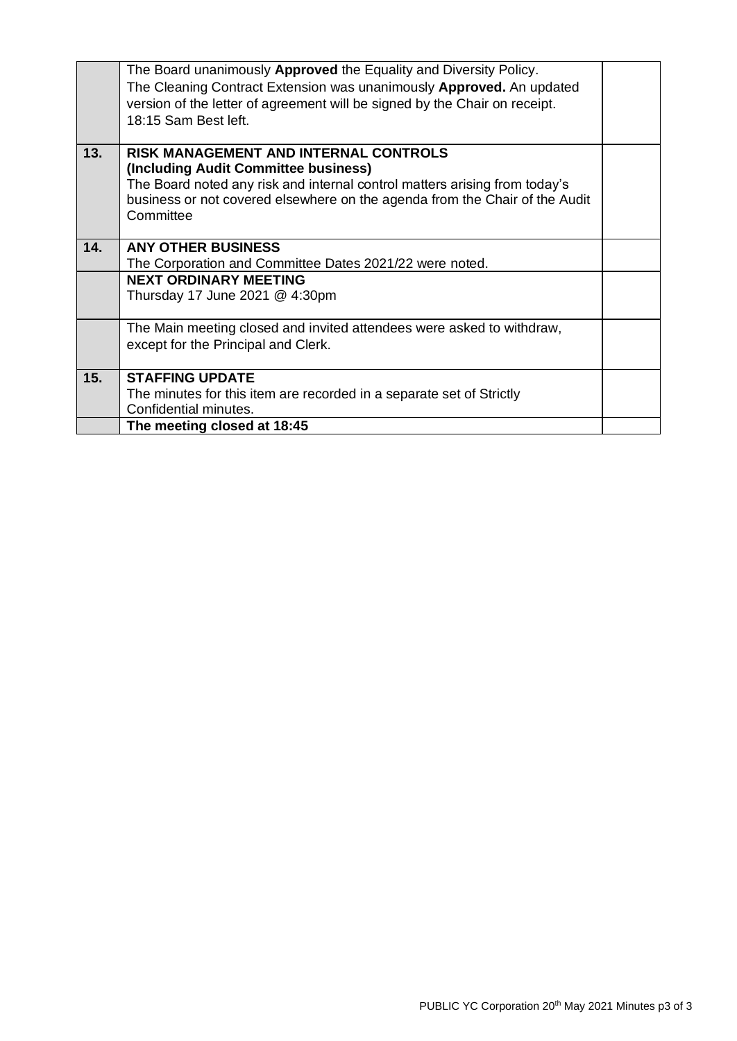| | | |
|---|---|---|
| | The Board unanimously **Approved** the Equality and Diversity Policy.<br>The Cleaning Contract Extension was unanimously **Approved.** An updated version of the letter of agreement will be signed by the Chair on receipt.<br>18:15 Sam Best left. | |
| **13.** | **RISK MANAGEMENT AND INTERNAL CONTROLS (Including Audit Committee business)**<br>The Board noted any risk and internal control matters arising from today's business or not covered elsewhere on the agenda from the Chair of the Audit Committee | |
| **14.** | **ANY OTHER BUSINESS**<br>The Corporation and Committee Dates 2021/22 were noted. | |
| | **NEXT ORDINARY MEETING**<br>Thursday 17 June 2021 @ 4:30pm | |
| | The Main meeting closed and invited attendees were asked to withdraw, except for the Principal and Clerk. | |
| **15.** | **STAFFING UPDATE**<br>The minutes for this item are recorded in a separate set of Strictly Confidential minutes. | |
| | **The meeting closed at 18:45** | |